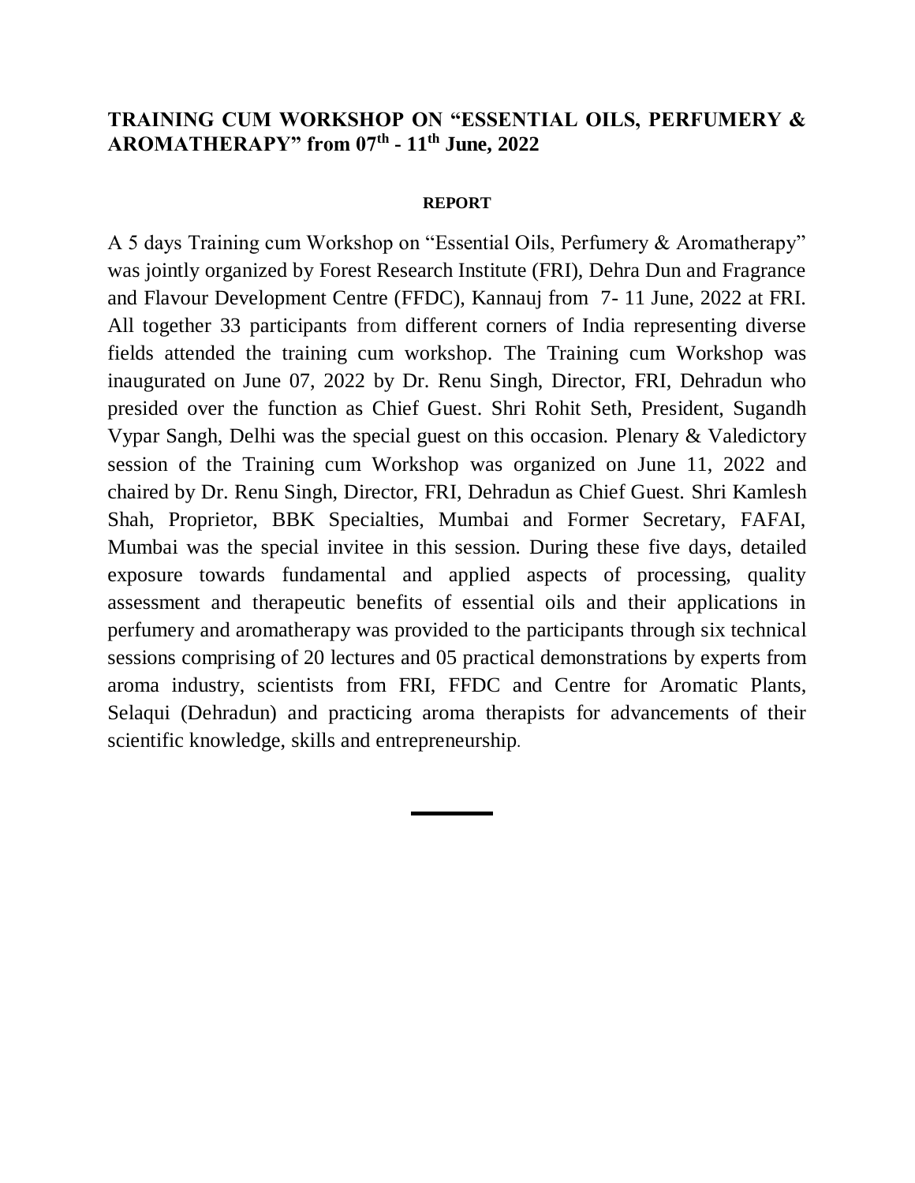# TRAINING CUM WORKSHOP ON "ESSENTIAL OILS, PERFUMERY & AROMATHERAPY" from 07th - 11th June, 2022

**REPORT**

A 5 days Training cum Workshop on "Essential Oils, Perfumery & Aromatherapy" was jointly organized by Forest Research Institute (FRI), Dehra Dun and Fragrance and Flavour Development Centre (FFDC), Kannauj from 7- 11 June, 2022 at FRI. All together 33 participants from different corners of India representing diverse fields attended the training cum workshop. The Training cum Workshop was inaugurated on June 07, 2022 by Dr. Renu Singh, Director, FRI, Dehradun who presided over the function as Chief Guest. Shri Rohit Seth, President, Sugandh Vypar Sangh, Delhi was the special guest on this occasion. Plenary & Valedictory session of the Training cum Workshop was organized on June 11, 2022 and chaired by Dr. Renu Singh, Director, FRI, Dehradun as Chief Guest. Shri Kamlesh Shah, Proprietor, BBK Specialties, Mumbai and Former Secretary, FAFAI, Mumbai was the special invitee in this session. During these five days, detailed exposure towards fundamental and applied aspects of processing, quality assessment and therapeutic benefits of essential oils and their applications in perfumery and aromatherapy was provided to the participants through six technical sessions comprising of 20 lectures and 05 practical demonstrations by experts from aroma industry, scientists from FRI, FFDC and Centre for Aromatic Plants, Selaqui (Dehradun) and practicing aroma therapists for advancements of their scientific knowledge, skills and entrepreneurship.